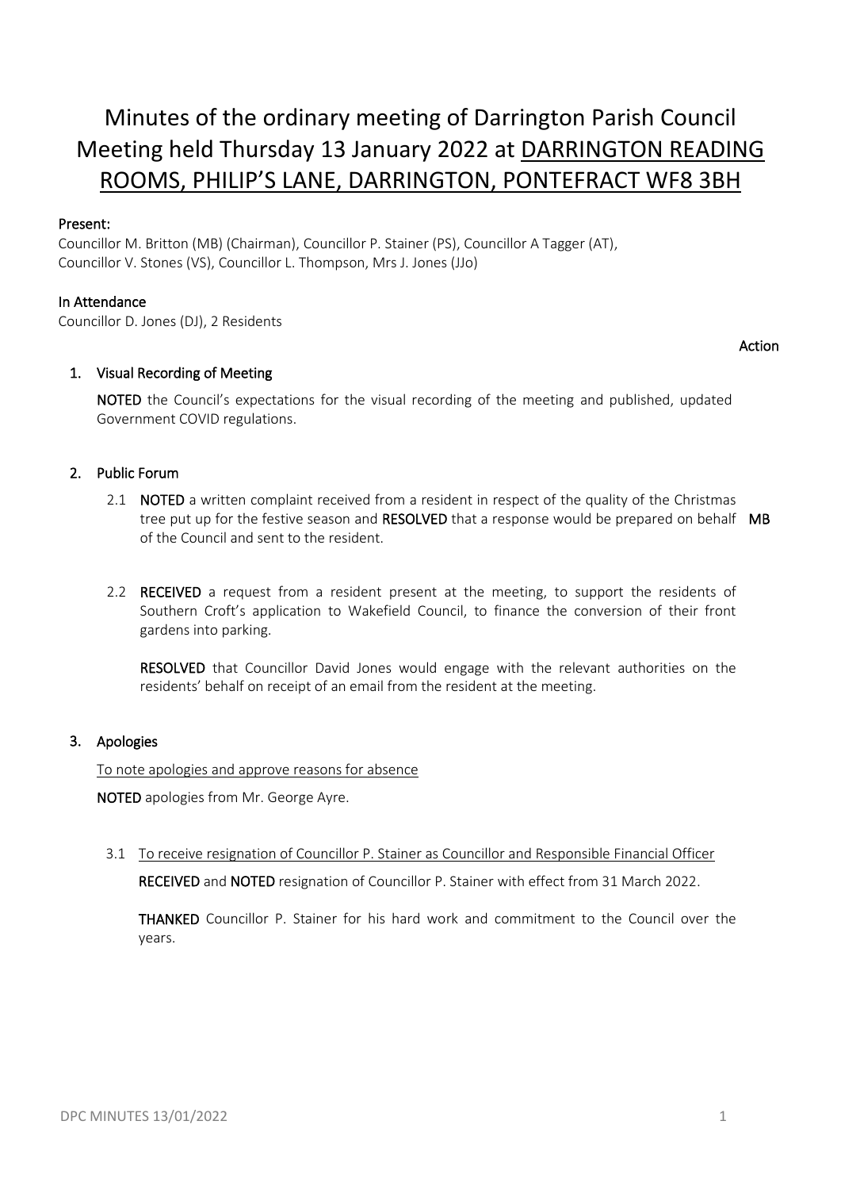# Minutes of the ordinary meeting of Darrington Parish Council Meeting held Thursday 13 January 2022 at DARRINGTON READING ROOMS, PHILIP'S LANE, DARRINGTON, PONTEFRACT WF8 3BH

**Present:**
Councillor M. Britton (MB) (Chairman), Councillor P. Stainer (PS), Councillor A Tagger (AT), Councillor V. Stones (VS), Councillor L. Thompson, Mrs J. Jones (JJo)

**In Attendance**
Councillor D. Jones (DJ), 2 Residents

**Action**

### 1. Visual Recording of Meeting

**NOTED** the Council's expectations for the visual recording of the meeting and published, updated Government COVID regulations.

### 2. Public Forum

2.1 **NOTED** a written complaint received from a resident in respect of the quality of the Christmas tree put up for the festive season and **RESOLVED** that a response would be prepared on behalf of the Council and sent to the resident. **MB**

2.2 **RECEIVED** a request from a resident present at the meeting, to support the residents of Southern Croft's application to Wakefield Council, to finance the conversion of their front gardens into parking.

**RESOLVED** that Councillor David Jones would engage with the relevant authorities on the residents' behalf on receipt of an email from the resident at the meeting.

### 3. Apologies

To note apologies and approve reasons for absence

**NOTED** apologies from Mr. George Ayre.

3.1 To receive resignation of Councillor P. Stainer as Councillor and Responsible Financial Officer

**RECEIVED** and **NOTED** resignation of Councillor P. Stainer with effect from 31 March 2022.

**THANKED** Councillor P. Stainer for his hard work and commitment to the Council over the years.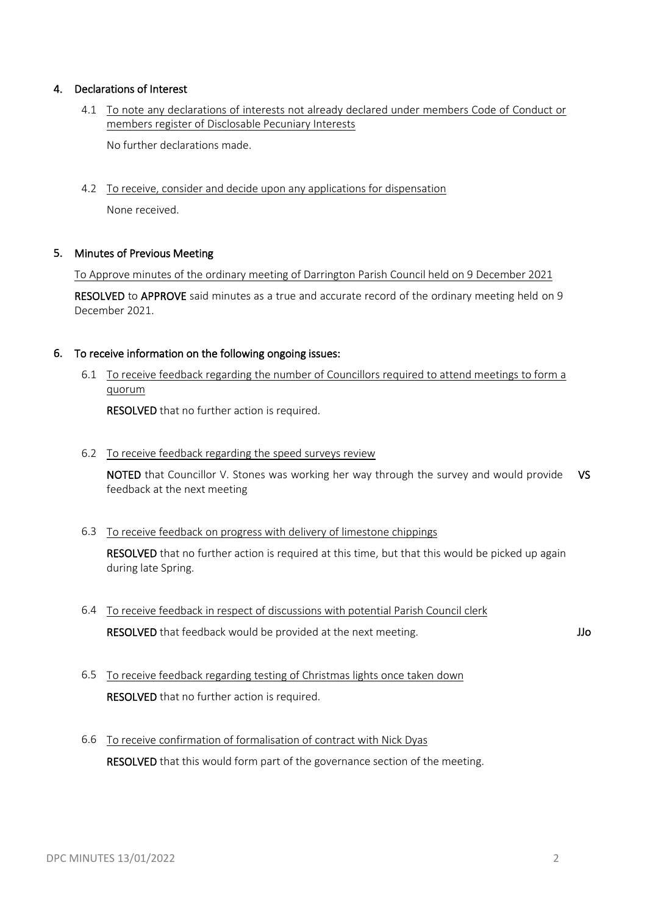## 4. Declarations of Interest

4.1 <u>To note any declarations of interests not already declared under members Code of Conduct or members register of Disclosable Pecuniary Interests</u>

No further declarations made.

4.2 <u>To receive, consider and decide upon any applications for dispensation</u>

None received.

## 5. Minutes of Previous Meeting

<u>To Approve minutes of the ordinary meeting of Darrington Parish Council held on 9 December 2021</u>

**RESOLVED** to **APPROVE** said minutes as a true and accurate record of the ordinary meeting held on 9 December 2021.

## 6. To receive information on the following ongoing issues:

6.1 <u>To receive feedback regarding the number of Councillors required to attend meetings to form a quorum</u>

**RESOLVED** that no further action is required.

6.2 <u>To receive feedback regarding the speed surveys review</u>

**NOTED** that Councillor V. Stones was working her way through the survey and would provide feedback at the next meeting **VS**

6.3 <u>To receive feedback on progress with delivery of limestone chippings</u>

**RESOLVED** that no further action is required at this time, but that this would be picked up again during late Spring.

6.4 <u>To receive feedback in respect of discussions with potential Parish Council clerk</u>

**RESOLVED** that feedback would be provided at the next meeting. **JJo**

6.5 <u>To receive feedback regarding testing of Christmas lights once taken down</u>

**RESOLVED** that no further action is required.

6.6 <u>To receive confirmation of formalisation of contract with Nick Dyas</u>

**RESOLVED** that this would form part of the governance section of the meeting.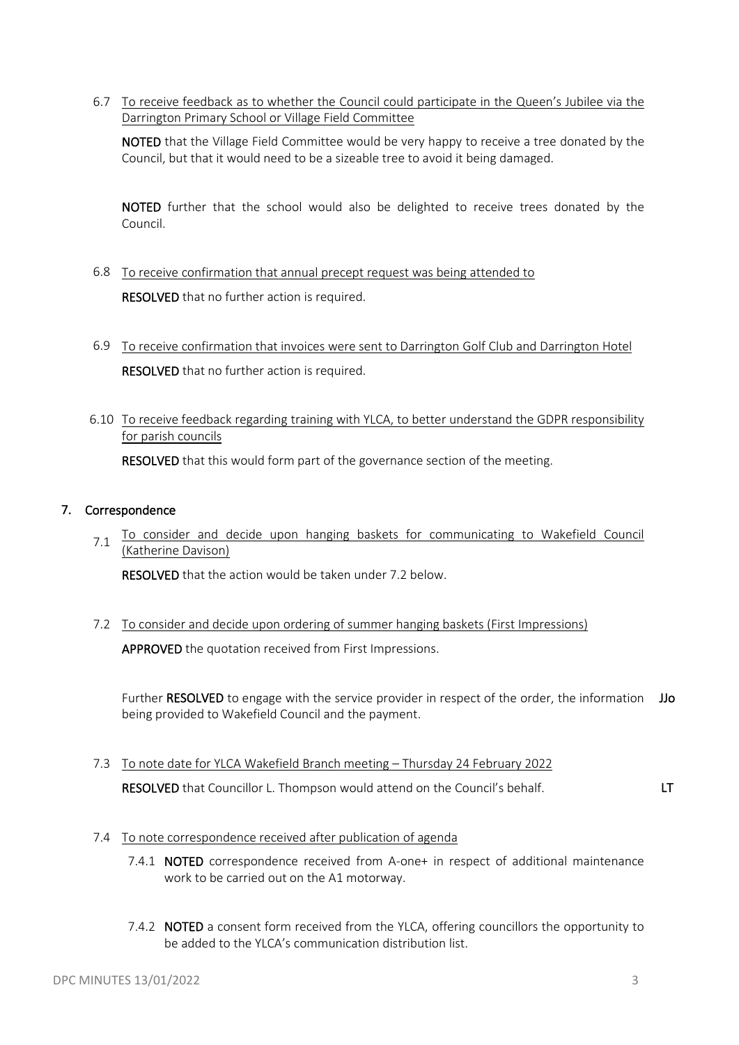6.7 <u>To receive feedback as to whether the Council could participate in the Queen's Jubilee via the Darrington Primary School or Village Field Committee</u>

**NOTED** that the Village Field Committee would be very happy to receive a tree donated by the Council, but that it would need to be a sizeable tree to avoid it being damaged.

**NOTED** further that the school would also be delighted to receive trees donated by the Council.

6.8 <u>To receive confirmation that annual precept request was being attended to</u>

**RESOLVED** that no further action is required.

6.9 <u>To receive confirmation that invoices were sent to Darrington Golf Club and Darrington Hotel</u>

**RESOLVED** that no further action is required.

6.10 <u>To receive feedback regarding training with YLCA, to better understand the GDPR responsibility for parish councils</u>

**RESOLVED** that this would form part of the governance section of the meeting.

## 7. Correspondence

7.1 <u>To consider and decide upon hanging baskets for communicating to Wakefield Council (Katherine Davison)</u>

**RESOLVED** that the action would be taken under 7.2 below.

7.2 <u>To consider and decide upon ordering of summer hanging baskets (First Impressions)</u>

**APPROVED** the quotation received from First Impressions.

Further **RESOLVED** to engage with the service provider in respect of the order, the information being provided to Wakefield Council and the payment. **JJo**

7.3 <u>To note date for YLCA Wakefield Branch meeting – Thursday 24 February 2022</u>

**RESOLVED** that Councillor L. Thompson would attend on the Council's behalf. **LT**

7.4 <u>To note correspondence received after publication of agenda</u>

7.4.1 **NOTED** correspondence received from A-one+ in respect of additional maintenance work to be carried out on the A1 motorway.

7.4.2 **NOTED** a consent form received from the YLCA, offering councillors the opportunity to be added to the YLCA's communication distribution list.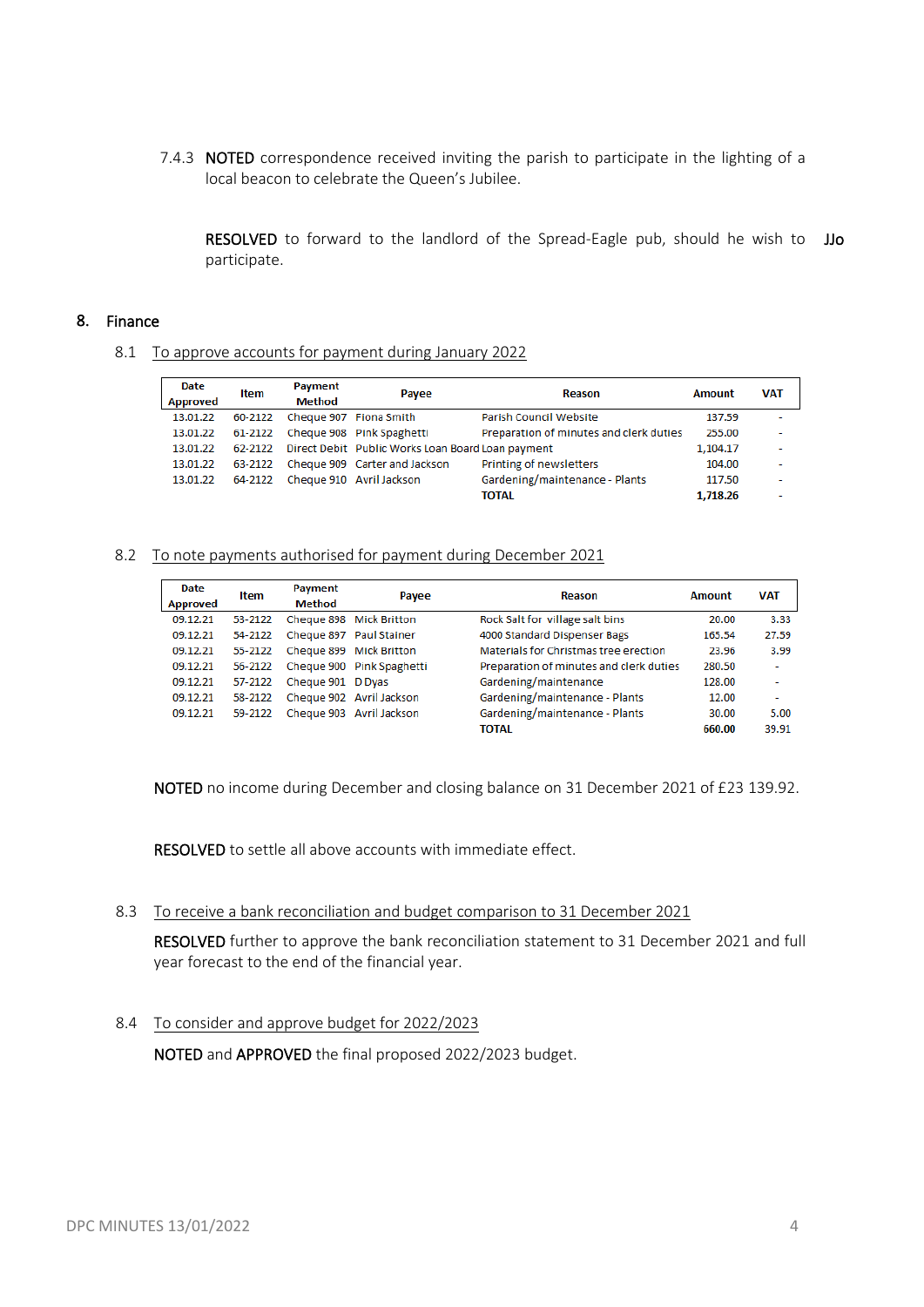7.4.3 **NOTED** correspondence received inviting the parish to participate in the lighting of a local beacon to celebrate the Queen's Jubilee.

**RESOLVED** to forward to the landlord of the Spread-Eagle pub, should he wish to participate. **JJo**

## 8. Finance

### 8.1 To approve accounts for payment during January 2022

| Date Approved | Item | Payment Method | Payee | Reason | Amount | VAT |
|---|---|---|---|---|---|---|
| 13.01.22 | 60-2122 | Cheque 907 | Fiona Smith | Parish Council Website | 137.59 | - |
| 13.01.22 | 61-2122 | Cheque 908 | Pink Spaghetti | Preparation of minutes and clerk duties | 255.00 | - |
| 13.01.22 | 62-2122 | Direct Debit | Public Works Loan Board | Loan payment | 1,104.17 | - |
| 13.01.22 | 63-2122 | Cheque 909 | Carter and Jackson | Printing of newsletters | 104.00 | - |
| 13.01.22 | 64-2122 | Cheque 910 | Avril Jackson | Gardening/maintenance - Plants | 117.50 | - |
| | | | | **TOTAL** | **1,718.26** | - |

### 8.2 To note payments authorised for payment during December 2021

| Date Approved | Item | Payment Method | Payee | Reason | Amount | VAT |
|---|---|---|---|---|---|---|
| 09.12.21 | 53-2122 | Cheque 898 | Mick Britton | Rock Salt for village salt bins | 20.00 | 3.33 |
| 09.12.21 | 54-2122 | Cheque 897 | Paul Stainer | 4000 Standard Dispenser Bags | 165.54 | 27.59 |
| 09.12.21 | 55-2122 | Cheque 899 | Mick Britton | Materials for Christmas tree erection | 23.96 | 3.99 |
| 09.12.21 | 56-2122 | Cheque 900 | Pink Spaghetti | Preparation of minutes and clerk duties | 280.50 | - |
| 09.12.21 | 57-2122 | Cheque 901 | D Dyas | Gardening/maintenance | 128.00 | - |
| 09.12.21 | 58-2122 | Cheque 902 | Avril Jackson | Gardening/maintenance - Plants | 12.00 | - |
| 09.12.21 | 59-2122 | Cheque 903 | Avril Jackson | Gardening/maintenance - Plants | 30.00 | 5.00 |
| | | | | **TOTAL** | **660.00** | 39.91 |

**NOTED** no income during December and closing balance on 31 December 2021 of £23 139.92.

**RESOLVED** to settle all above accounts with immediate effect.

### 8.3 To receive a bank reconciliation and budget comparison to 31 December 2021

**RESOLVED** further to approve the bank reconciliation statement to 31 December 2021 and full year forecast to the end of the financial year.

### 8.4 To consider and approve budget for 2022/2023

**NOTED** and **APPROVED** the final proposed 2022/2023 budget.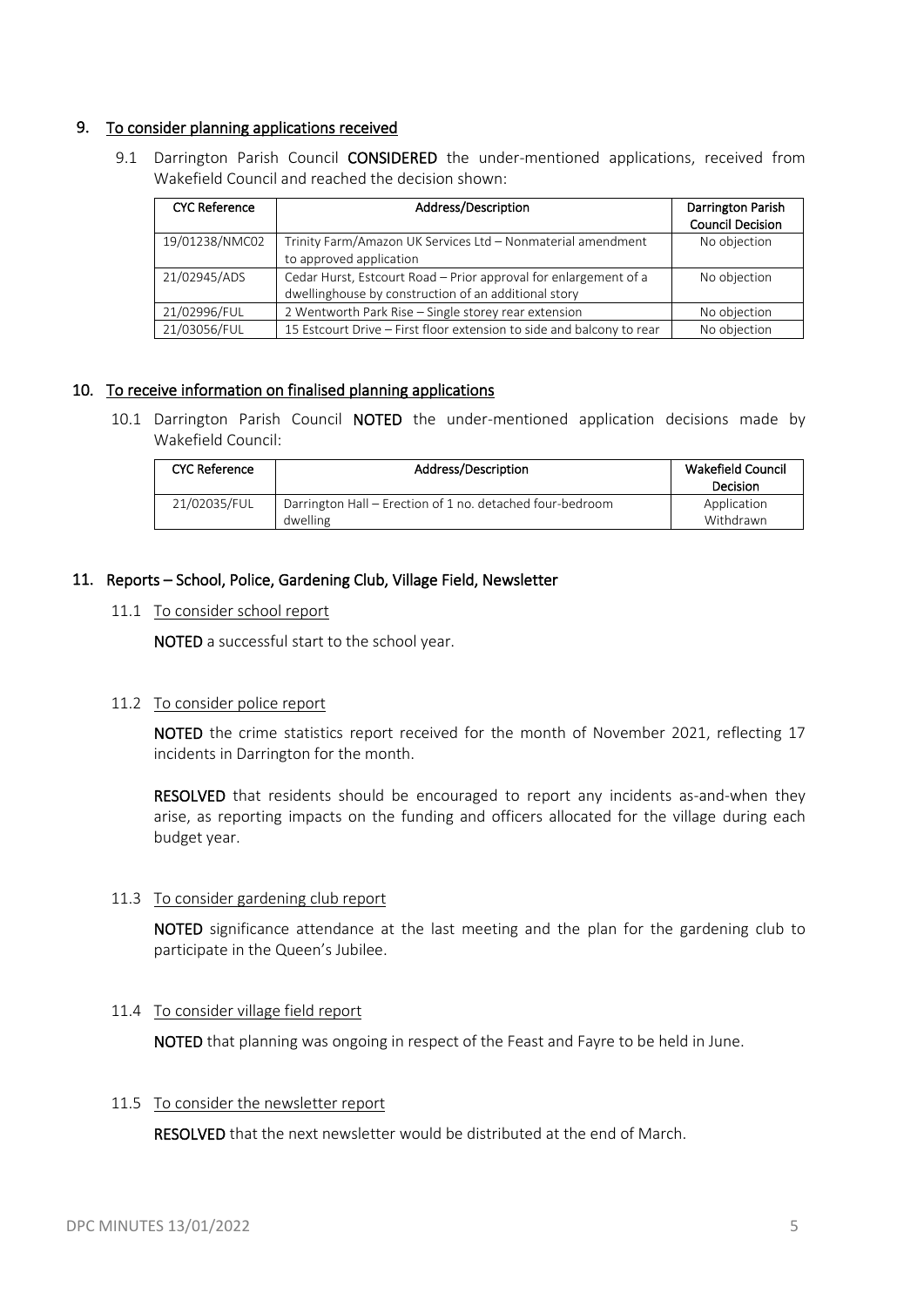## 9. To consider planning applications received

9.1 Darrington Parish Council **CONSIDERED** the under-mentioned applications, received from Wakefield Council and reached the decision shown:

| CYC Reference | Address/Description | Darrington Parish Council Decision |
|---|---|---|
| 19/01238/NMC02 | Trinity Farm/Amazon UK Services Ltd – Nonmaterial amendment to approved application | No objection |
| 21/02945/ADS | Cedar Hurst, Estcourt Road – Prior approval for enlargement of a dwellinghouse by construction of an additional story | No objection |
| 21/02996/FUL | 2 Wentworth Park Rise – Single storey rear extension | No objection |
| 21/03056/FUL | 15 Estcourt Drive – First floor extension to side and balcony to rear | No objection |

## 10. To receive information on finalised planning applications

10.1 Darrington Parish Council **NOTED** the under-mentioned application decisions made by Wakefield Council:

| CYC Reference | Address/Description | Wakefield Council Decision |
|---|---|---|
| 21/02035/FUL | Darrington Hall – Erection of 1 no. detached four-bedroom dwelling | Application Withdrawn |

## 11. Reports – School, Police, Gardening Club, Village Field, Newsletter

### 11.1 To consider school report

**NOTED** a successful start to the school year.

### 11.2 To consider police report

**NOTED** the crime statistics report received for the month of November 2021, reflecting 17 incidents in Darrington for the month.

**RESOLVED** that residents should be encouraged to report any incidents as-and-when they arise, as reporting impacts on the funding and officers allocated for the village during each budget year.

### 11.3 To consider gardening club report

**NOTED** significance attendance at the last meeting and the plan for the gardening club to participate in the Queen's Jubilee.

### 11.4 To consider village field report

**NOTED** that planning was ongoing in respect of the Feast and Fayre to be held in June.

### 11.5 To consider the newsletter report

**RESOLVED** that the next newsletter would be distributed at the end of March.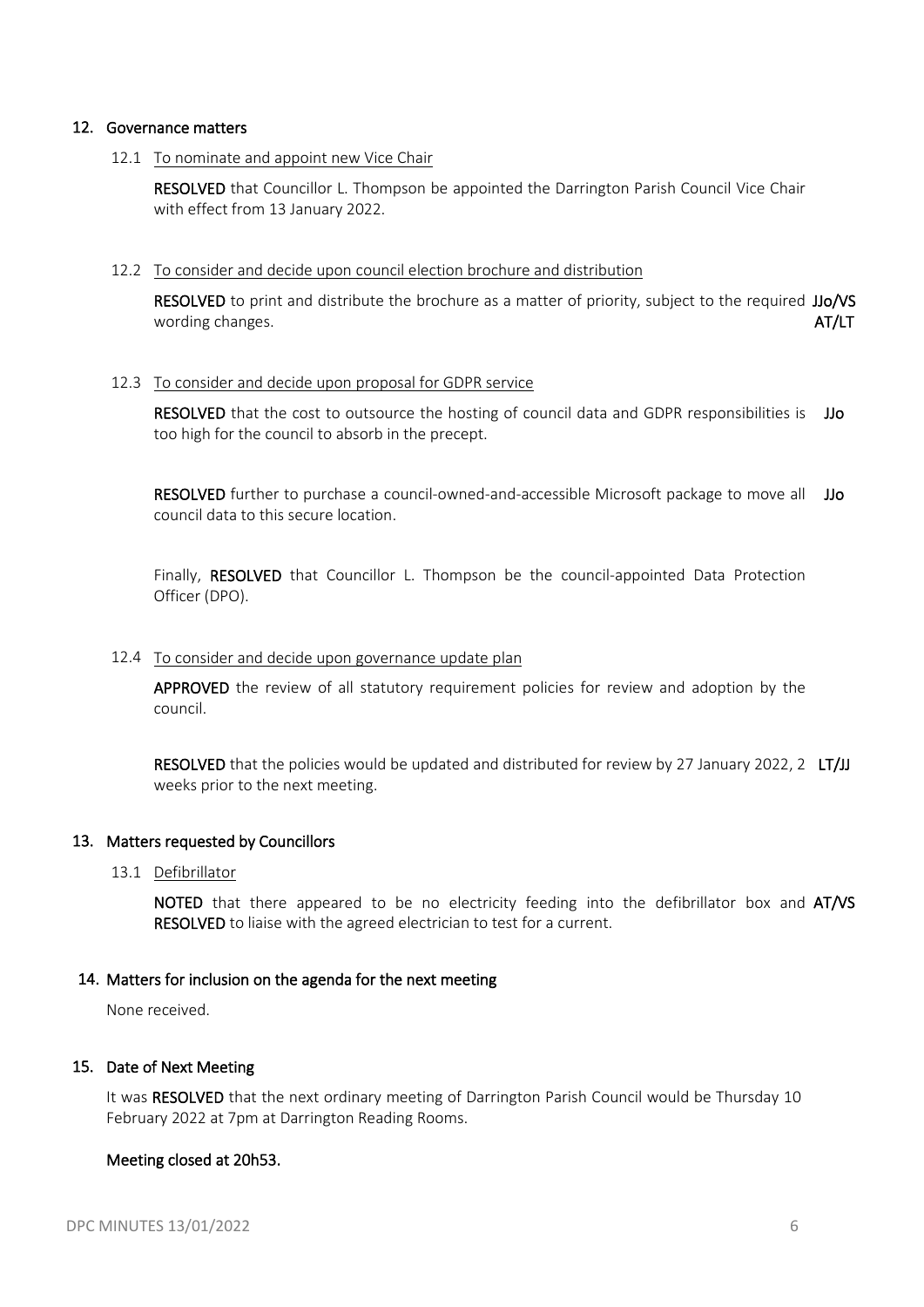## 12. Governance matters

### 12.1 To nominate and appoint new Vice Chair

**RESOLVED** that Councillor L. Thompson be appointed the Darrington Parish Council Vice Chair with effect from 13 January 2022.

### 12.2 To consider and decide upon council election brochure and distribution

**RESOLVED** to print and distribute the brochure as a matter of priority, subject to the required wording changes. **JJo/VS AT/LT**

### 12.3 To consider and decide upon proposal for GDPR service

**RESOLVED** that the cost to outsource the hosting of council data and GDPR responsibilities is too high for the council to absorb in the precept. **JJo**

**RESOLVED** further to purchase a council-owned-and-accessible Microsoft package to move all council data to this secure location. **JJo**

Finally, **RESOLVED** that Councillor L. Thompson be the council-appointed Data Protection Officer (DPO).

### 12.4 To consider and decide upon governance update plan

**APPROVED** the review of all statutory requirement policies for review and adoption by the council.

**RESOLVED** that the policies would be updated and distributed for review by 27 January 2022, 2 weeks prior to the next meeting. **LT/JJ**

## 13. Matters requested by Councillors

### 13.1 Defibrillator

**NOTED** that there appeared to be no electricity feeding into the defibrillator box and **RESOLVED** to liaise with the agreed electrician to test for a current. **AT/VS**

## 14. Matters for inclusion on the agenda for the next meeting

None received.

## 15. Date of Next Meeting

It was **RESOLVED** that the next ordinary meeting of Darrington Parish Council would be Thursday 10 February 2022 at 7pm at Darrington Reading Rooms.

**Meeting closed at 20h53.**